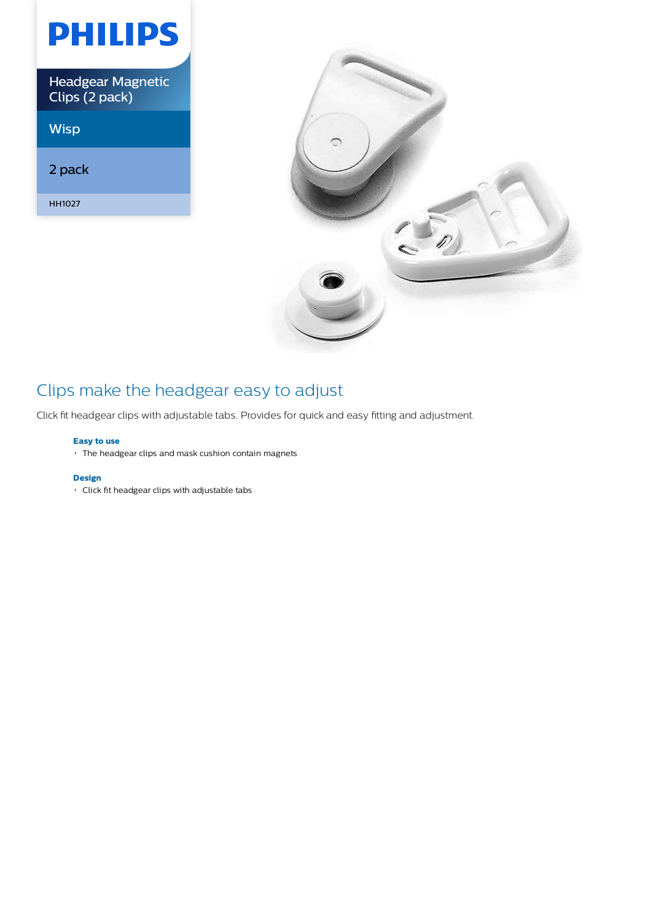PHILIPS

Headgear Magnetic Clips (2 pack)

Wisp

2 pack

HH1027

## Clips make the headgear easy to adjust

Click fit headgear clips with adjustable tabs. Provides for quick and easy fitting and adjustment.

**Easy to use**

- The headgear clips and mask cushion contain magnets

**Design**

- Click fit headgear clips with adjustable tabs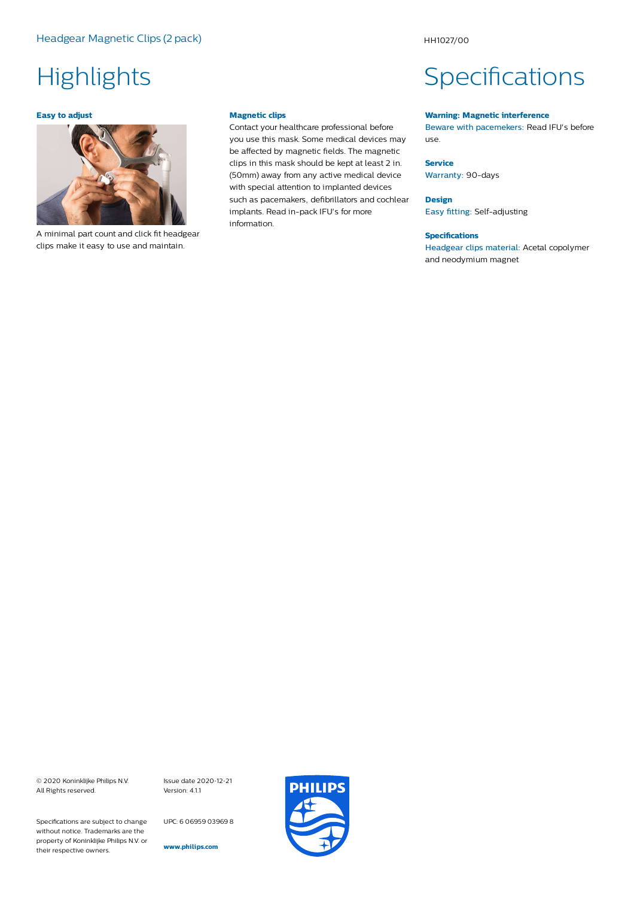Headgear Magnetic Clips (2 pack)

HH1027/00

# Highlights

### Easy to adjust

A minimal part count and click fit headgear clips make it easy to use and maintain.

### Magnetic clips

Contact your healthcare professional before you use this mask. Some medical devices may be affected by magnetic fields. The magnetic clips in this mask should be kept at least 2 in. (50mm) away from any active medical device with special attention to implanted devices such as pacemakers, defibrillators and cochlear implants. Read in-pack IFU's for more information.

# Specifications

### Warning: Magnetic interference

- Beware with pacemakers: Read IFU's before use.

### Service

- Warranty: 90-days

### Design

- Easy fitting: Self-adjusting

### Specifications

- Headgear clips material: Acetal copolymer and neodymium magnet

© 2020 Koninklijke Philips N.V.
All Rights reserved.

Specifications are subject to change without notice. Trademarks are the property of Koninklijke Philips N.V. or their respective owners.

Issue date 2020-12-21
Version: 4.1.1

UPC: 6 06959 03969 8

www.philips.com